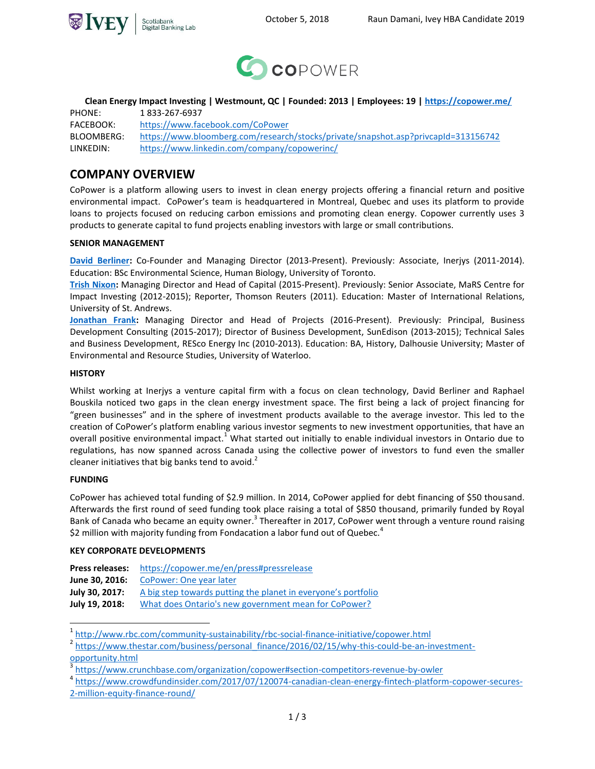October 5, 2018 Raun Damani, Ivey HBA Candidate 2019

# COPOWER

**Clean Energy Impact Investing | Westmount, QC | Founded: 2013 | Employees: 19 | https://copower.me/**

PHONE: 1 833-267-6937
FACEBOOK: https://www.facebook.com/CoPower
BLOOMBERG: https://www.bloomberg.com/research/stocks/private/snapshot.asp?privcapId=313156742
LINKEDIN: https://www.linkedin.com/company/copowerinc/

## COMPANY OVERVIEW

CoPower is a platform allowing users to invest in clean energy projects offering a financial return and positive environmental impact. CoPower's team is headquartered in Montreal, Quebec and uses its platform to provide loans to projects focused on reducing carbon emissions and promoting clean energy. Copower currently uses 3 products to generate capital to fund projects enabling investors with large or small contributions.

### SENIOR MANAGEMENT

**David Berliner:** Co-Founder and Managing Director (2013-Present). Previously: Associate, Inerjys (2011-2014). Education: BSc Environmental Science, Human Biology, University of Toronto.
**Trish Nixon:** Managing Director and Head of Capital (2015-Present). Previously: Senior Associate, MaRS Centre for Impact Investing (2012-2015); Reporter, Thomson Reuters (2011). Education: Master of International Relations, University of St. Andrews.
**Jonathan Frank:** Managing Director and Head of Projects (2016-Present). Previously: Principal, Business Development Consulting (2015-2017); Director of Business Development, SunEdison (2013-2015); Technical Sales and Business Development, RESco Energy Inc (2010-2013). Education: BA, History, Dalhousie University; Master of Environmental and Resource Studies, University of Waterloo.

### HISTORY

Whilst working at Inerjys a venture capital firm with a focus on clean technology, David Berliner and Raphael Bouskila noticed two gaps in the clean energy investment space. The first being a lack of project financing for "green businesses" and in the sphere of investment products available to the average investor. This led to the creation of CoPower's platform enabling various investor segments to new investment opportunities, that have an overall positive environmental impact.[1] What started out initially to enable individual investors in Ontario due to regulations, has now spanned across Canada using the collective power of investors to fund even the smaller cleaner initiatives that big banks tend to avoid.[2]

### FUNDING

CoPower has achieved total funding of $2.9 million. In 2014, CoPower applied for debt financing of $50 thousand. Afterwards the first round of seed funding took place raising a total of $850 thousand, primarily funded by Royal Bank of Canada who became an equity owner.[3] Thereafter in 2017, CoPower went through a venture round raising $2 million with majority funding from Fondacation a labor fund out of Quebec.[4]

### KEY CORPORATE DEVELOPMENTS

**Press releases:** https://copower.me/en/press#pressrelease
**June 30, 2016:** CoPower: One year later
**July 30, 2017:** A big step towards putting the planet in everyone's portfolio
**July 19, 2018:** What does Ontario's new government mean for CoPower?

---

[1] http://www.rbc.com/community-sustainability/rbc-social-finance-initiative/copower.html
[2] https://www.thestar.com/business/personal_finance/2016/02/15/why-this-could-be-an-investment-opportunity.html
[3] https://www.crunchbase.com/organization/copower#section-competitors-revenue-by-owler
[4] https://www.crowdfundinsider.com/2017/07/120074-canadian-clean-energy-fintech-platform-copower-secures-2-million-equity-finance-round/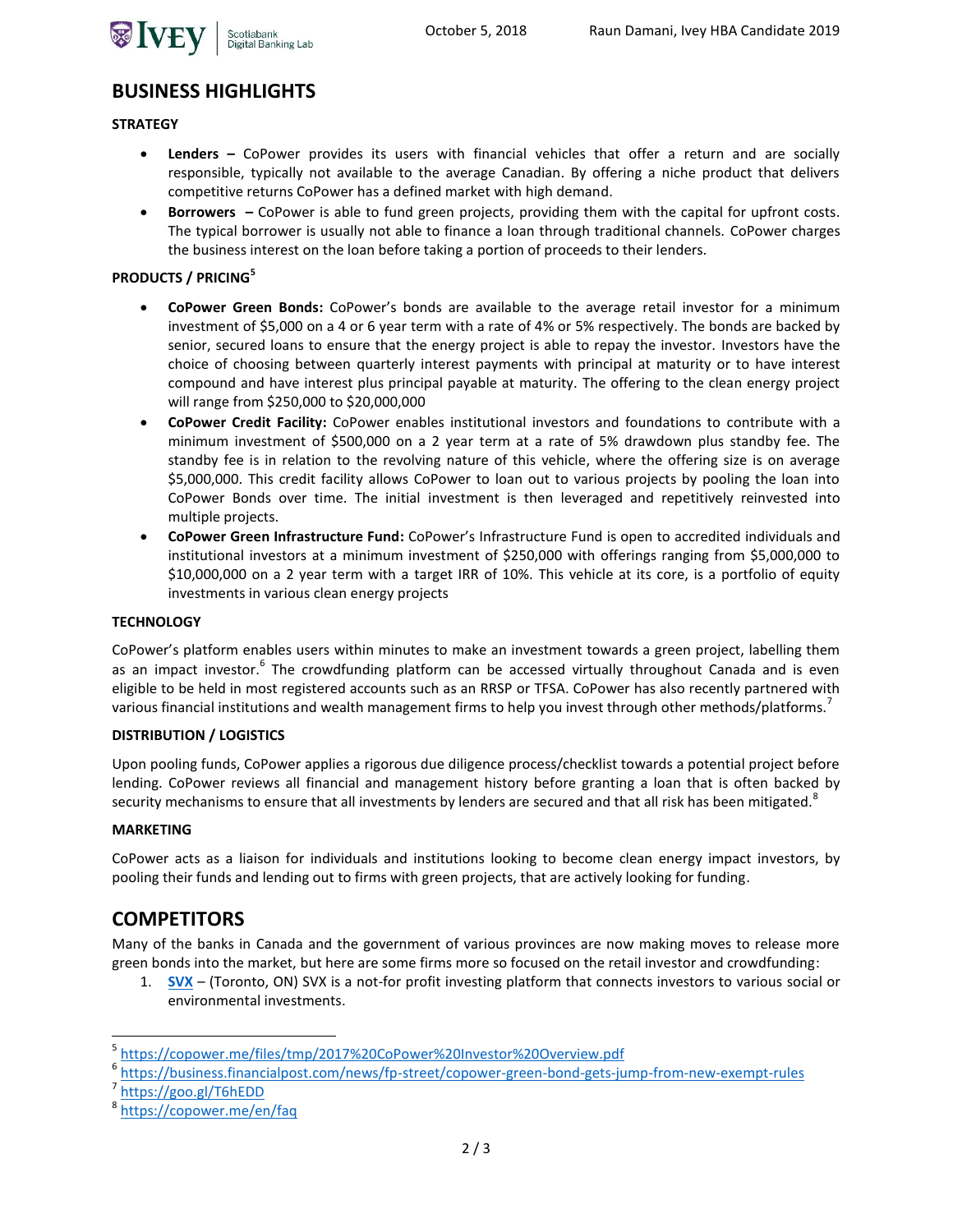## BUSINESS HIGHLIGHTS

### STRATEGY

- **Lenders –** CoPower provides its users with financial vehicles that offer a return and are socially responsible, typically not available to the average Canadian. By offering a niche product that delivers competitive returns CoPower has a defined market with high demand.
- **Borrowers –** CoPower is able to fund green projects, providing them with the capital for upfront costs. The typical borrower is usually not able to finance a loan through traditional channels. CoPower charges the business interest on the loan before taking a portion of proceeds to their lenders.

### PRODUCTS / PRICING[5]

- **CoPower Green Bonds:** CoPower's bonds are available to the average retail investor for a minimum investment of $5,000 on a 4 or 6 year term with a rate of 4% or 5% respectively. The bonds are backed by senior, secured loans to ensure that the energy project is able to repay the investor. Investors have the choice of choosing between quarterly interest payments with principal at maturity or to have interest compound and have interest plus principal payable at maturity. The offering to the clean energy project will range from $250,000 to $20,000,000
- **CoPower Credit Facility:** CoPower enables institutional investors and foundations to contribute with a minimum investment of $500,000 on a 2 year term at a rate of 5% drawdown plus standby fee. The standby fee is in relation to the revolving nature of this vehicle, where the offering size is on average $5,000,000. This credit facility allows CoPower to loan out to various projects by pooling the loan into CoPower Bonds over time. The initial investment is then leveraged and repetitively reinvested into multiple projects.
- **CoPower Green Infrastructure Fund:** CoPower's Infrastructure Fund is open to accredited individuals and institutional investors at a minimum investment of $250,000 with offerings ranging from $5,000,000 to $10,000,000 on a 2 year term with a target IRR of 10%. This vehicle at its core, is a portfolio of equity investments in various clean energy projects

### TECHNOLOGY

CoPower's platform enables users within minutes to make an investment towards a green project, labelling them as an impact investor.[6] The crowdfunding platform can be accessed virtually throughout Canada and is even eligible to be held in most registered accounts such as an RRSP or TFSA. CoPower has also recently partnered with various financial institutions and wealth management firms to help you invest through other methods/platforms.[7]

### DISTRIBUTION / LOGISTICS

Upon pooling funds, CoPower applies a rigorous due diligence process/checklist towards a potential project before lending. CoPower reviews all financial and management history before granting a loan that is often backed by security mechanisms to ensure that all investments by lenders are secured and that all risk has been mitigated.[8]

### MARKETING

CoPower acts as a liaison for individuals and institutions looking to become clean energy impact investors, by pooling their funds and lending out to firms with green projects, that are actively looking for funding.

## COMPETITORS

Many of the banks in Canada and the government of various provinces are now making moves to release more green bonds into the market, but here are some firms more so focused on the retail investor and crowdfunding:

1. **SVX** – (Toronto, ON) SVX is a not-for profit investing platform that connects investors to various social or environmental investments.

---

[5] https://copower.me/files/tmp/2017%20CoPower%20Investor%20Overview.pdf
[6] https://business.financialpost.com/news/fp-street/copower-green-bond-gets-jump-from-new-exempt-rules
[7] https://goo.gl/T6hEDD
[8] https://copower.me/en/faq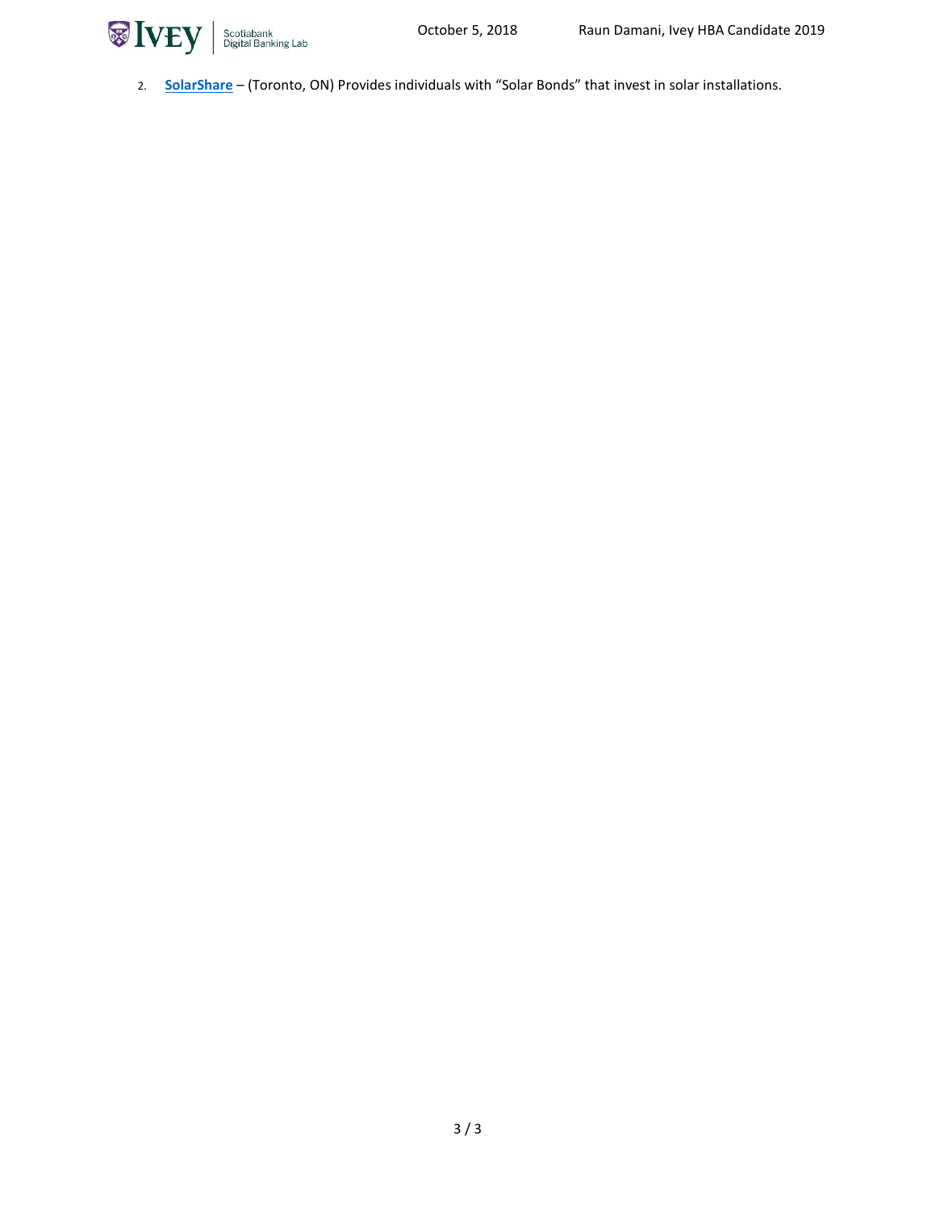2. **SolarShare** – (Toronto, ON) Provides individuals with "Solar Bonds" that invest in solar installations.